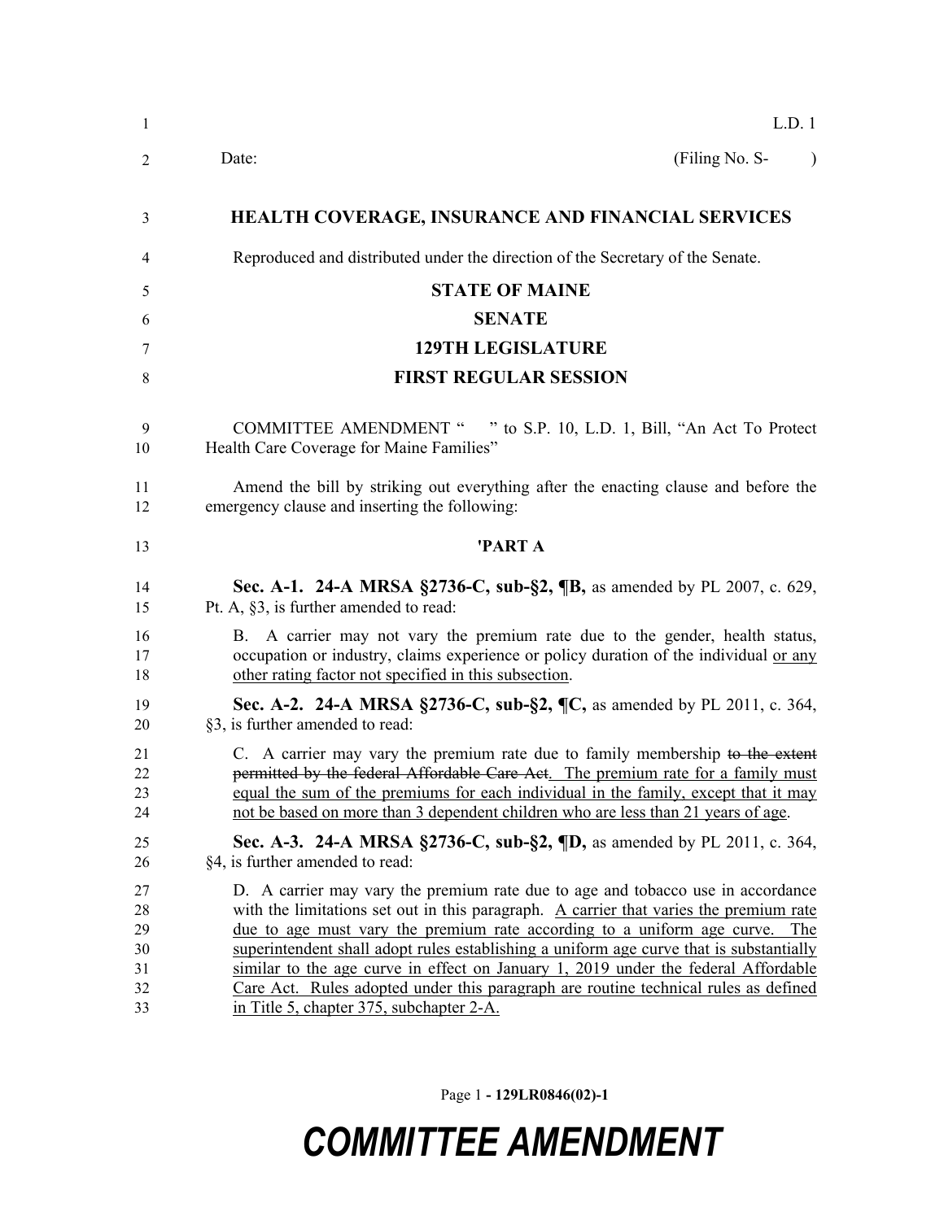L.D. 1

Date: (Filing No. S- )

**HEALTH COVERAGE, INSURANCE AND FINANCIAL SERVICES**

Reproduced and distributed under the direction of the Secretary of the Senate.

**STATE OF MAINE**

**SENATE**

**129TH LEGISLATURE**

**FIRST REGULAR SESSION**

COMMITTEE AMENDMENT " " to S.P. 10, L.D. 1, Bill, "An Act To Protect Health Care Coverage for Maine Families"

Amend the bill by striking out everything after the enacting clause and before the emergency clause and inserting the following:

**'PART A**

**Sec. A-1. 24-A MRSA §2736-C, sub-§2, ¶B,** as amended by PL 2007, c. 629, Pt. A, §3, is further amended to read:

B. A carrier may not vary the premium rate due to the gender, health status, occupation or industry, claims experience or policy duration of the individual <u>or any other rating factor not specified in this subsection</u>.

**Sec. A-2. 24-A MRSA §2736-C, sub-§2, ¶C,** as amended by PL 2011, c. 364, §3, is further amended to read:

C. A carrier may vary the premium rate due to family membership ~~to the extent permitted by the federal Affordable Care Act~~. <u>The premium rate for a family must equal the sum of the premiums for each individual in the family, except that it may not be based on more than 3 dependent children who are less than 21 years of age</u>.

**Sec. A-3. 24-A MRSA §2736-C, sub-§2, ¶D,** as amended by PL 2011, c. 364, §4, is further amended to read:

D. A carrier may vary the premium rate due to age and tobacco use in accordance with the limitations set out in this paragraph. <u>A carrier that varies the premium rate due to age must vary the premium rate according to a uniform age curve. The superintendent shall adopt rules establishing a uniform age curve that is substantially similar to the age curve in effect on January 1, 2019 under the federal Affordable Care Act. Rules adopted under this paragraph are routine technical rules as defined in Title 5, chapter 375, subchapter 2-A.</u>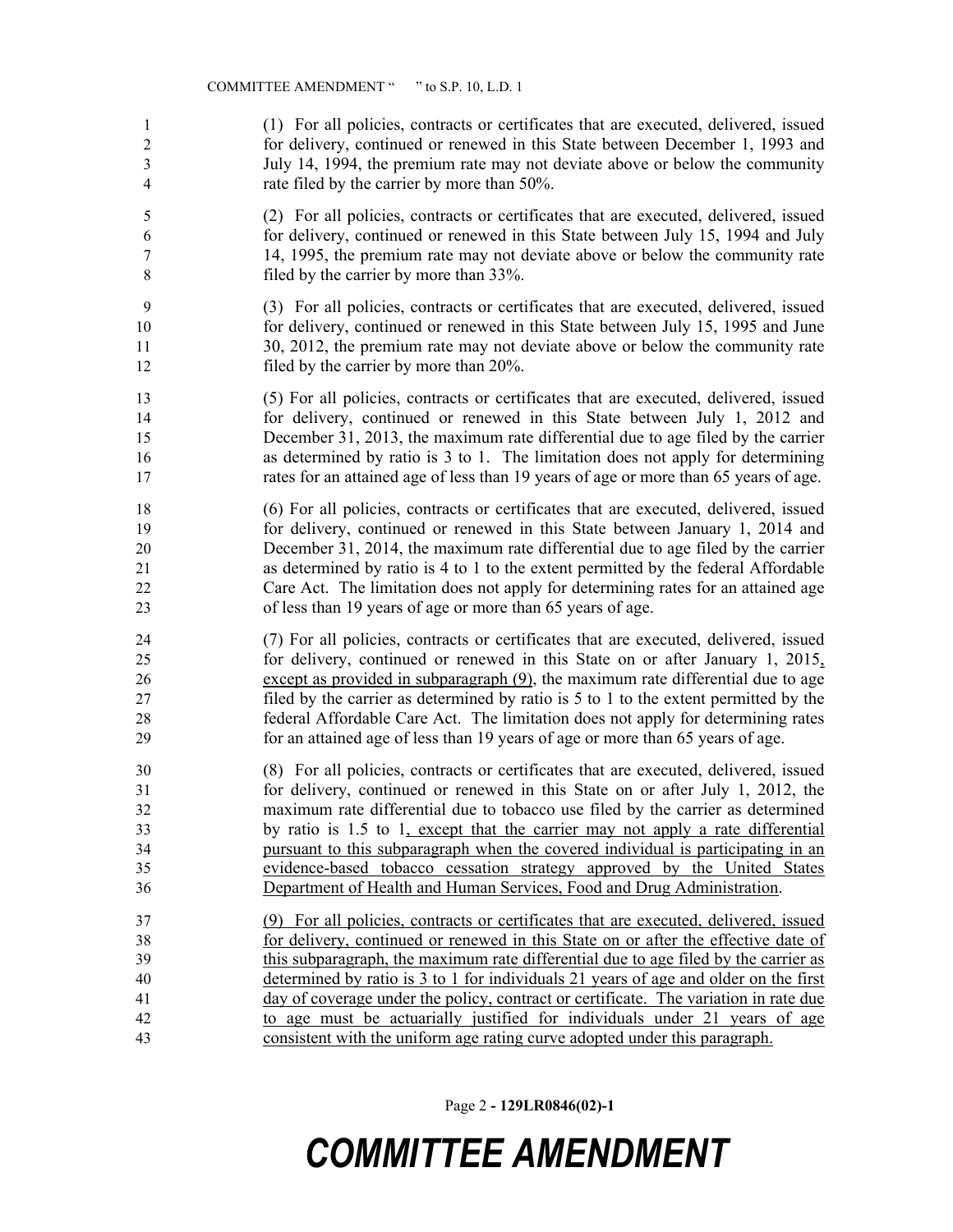(1) For all policies, contracts or certificates that are executed, delivered, issued for delivery, continued or renewed in this State between December 1, 1993 and July 14, 1994, the premium rate may not deviate above or below the community rate filed by the carrier by more than 50%.

(2) For all policies, contracts or certificates that are executed, delivered, issued for delivery, continued or renewed in this State between July 15, 1994 and July 14, 1995, the premium rate may not deviate above or below the community rate filed by the carrier by more than 33%.

(3) For all policies, contracts or certificates that are executed, delivered, issued for delivery, continued or renewed in this State between July 15, 1995 and June 30, 2012, the premium rate may not deviate above or below the community rate filed by the carrier by more than 20%.

(5) For all policies, contracts or certificates that are executed, delivered, issued for delivery, continued or renewed in this State between July 1, 2012 and December 31, 2013, the maximum rate differential due to age filed by the carrier as determined by ratio is 3 to 1. The limitation does not apply for determining rates for an attained age of less than 19 years of age or more than 65 years of age.

(6) For all policies, contracts or certificates that are executed, delivered, issued for delivery, continued or renewed in this State between January 1, 2014 and December 31, 2014, the maximum rate differential due to age filed by the carrier as determined by ratio is 4 to 1 to the extent permitted by the federal Affordable Care Act. The limitation does not apply for determining rates for an attained age of less than 19 years of age or more than 65 years of age.

(7) For all policies, contracts or certificates that are executed, delivered, issued for delivery, continued or renewed in this State on or after January 1, 2015, except as provided in subparagraph (9), the maximum rate differential due to age filed by the carrier as determined by ratio is 5 to 1 to the extent permitted by the federal Affordable Care Act. The limitation does not apply for determining rates for an attained age of less than 19 years of age or more than 65 years of age.

(8) For all policies, contracts or certificates that are executed, delivered, issued for delivery, continued or renewed in this State on or after July 1, 2012, the maximum rate differential due to tobacco use filed by the carrier as determined by ratio is 1.5 to 1, except that the carrier may not apply a rate differential pursuant to this subparagraph when the covered individual is participating in an evidence-based tobacco cessation strategy approved by the United States Department of Health and Human Services, Food and Drug Administration.

(9) For all policies, contracts or certificates that are executed, delivered, issued for delivery, continued or renewed in this State on or after the effective date of this subparagraph, the maximum rate differential due to age filed by the carrier as determined by ratio is 3 to 1 for individuals 21 years of age and older on the first day of coverage under the policy, contract or certificate. The variation in rate due to age must be actuarially justified for individuals under 21 years of age consistent with the uniform age rating curve adopted under this paragraph.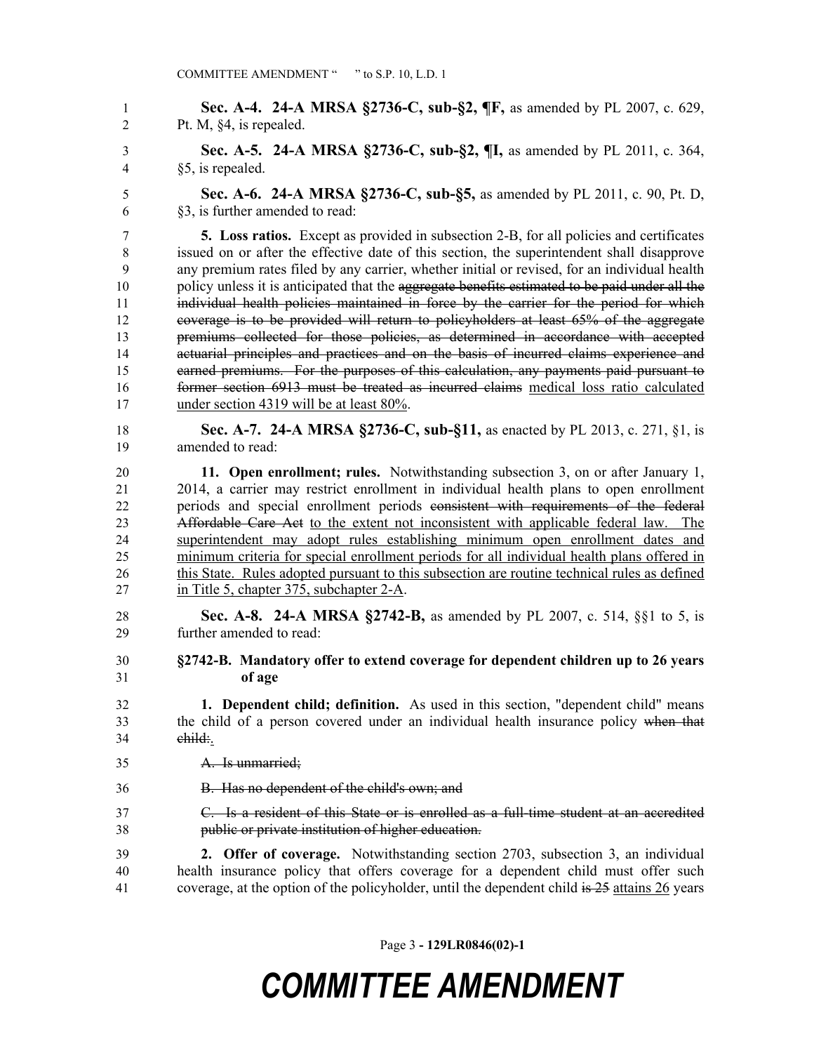**Sec. A-4. 24-A MRSA §2736-C, sub-§2, ¶F,** as amended by PL 2007, c. 629, Pt. M, §4, is repealed.

**Sec. A-5. 24-A MRSA §2736-C, sub-§2, ¶I,** as amended by PL 2011, c. 364, §5, is repealed.

**Sec. A-6. 24-A MRSA §2736-C, sub-§5,** as amended by PL 2011, c. 90, Pt. D, §3, is further amended to read:

**5. Loss ratios.** Except as provided in subsection 2-B, for all policies and certificates issued on or after the effective date of this section, the superintendent shall disapprove any premium rates filed by any carrier, whether initial or revised, for an individual health policy unless it is anticipated that the ~~aggregate benefits estimated to be paid under all the individual health policies maintained in force by the carrier for the period for which coverage is to be provided will return to policyholders at least 65% of the aggregate premiums collected for those policies, as determined in accordance with accepted actuarial principles and practices and on the basis of incurred claims experience and earned premiums. For the purposes of this calculation, any payments paid pursuant to former section 6913 must be treated as incurred claims~~ <u>medical loss ratio calculated under section 4319 will be at least 80%</u>.

**Sec. A-7. 24-A MRSA §2736-C, sub-§11,** as enacted by PL 2013, c. 271, §1, is amended to read:

**11. Open enrollment; rules.** Notwithstanding subsection 3, on or after January 1, 2014, a carrier may restrict enrollment in individual health plans to open enrollment periods and special enrollment periods ~~consistent with requirements of the federal Affordable Care Act~~ <u>to the extent not inconsistent with applicable federal law. The superintendent may adopt rules establishing minimum open enrollment dates and minimum criteria for special enrollment periods for all individual health plans offered in this State. Rules adopted pursuant to this subsection are routine technical rules as defined in Title 5, chapter 375, subchapter 2-A</u>.

**Sec. A-8. 24-A MRSA §2742-B,** as amended by PL 2007, c. 514, §§1 to 5, is further amended to read:

**§2742-B. Mandatory offer to extend coverage for dependent children up to 26 years of age**

**1. Dependent child; definition.** As used in this section, "dependent child" means the child of a person covered under an individual health insurance policy ~~when that child:~~.

~~A. Is unmarried;~~

~~B. Has no dependent of the child's own; and~~

~~C. Is a resident of this State or is enrolled as a full-time student at an accredited public or private institution of higher education.~~

**2. Offer of coverage.** Notwithstanding section 2703, subsection 3, an individual health insurance policy that offers coverage for a dependent child must offer such coverage, at the option of the policyholder, until the dependent child ~~is 25~~ <u>attains 26</u> years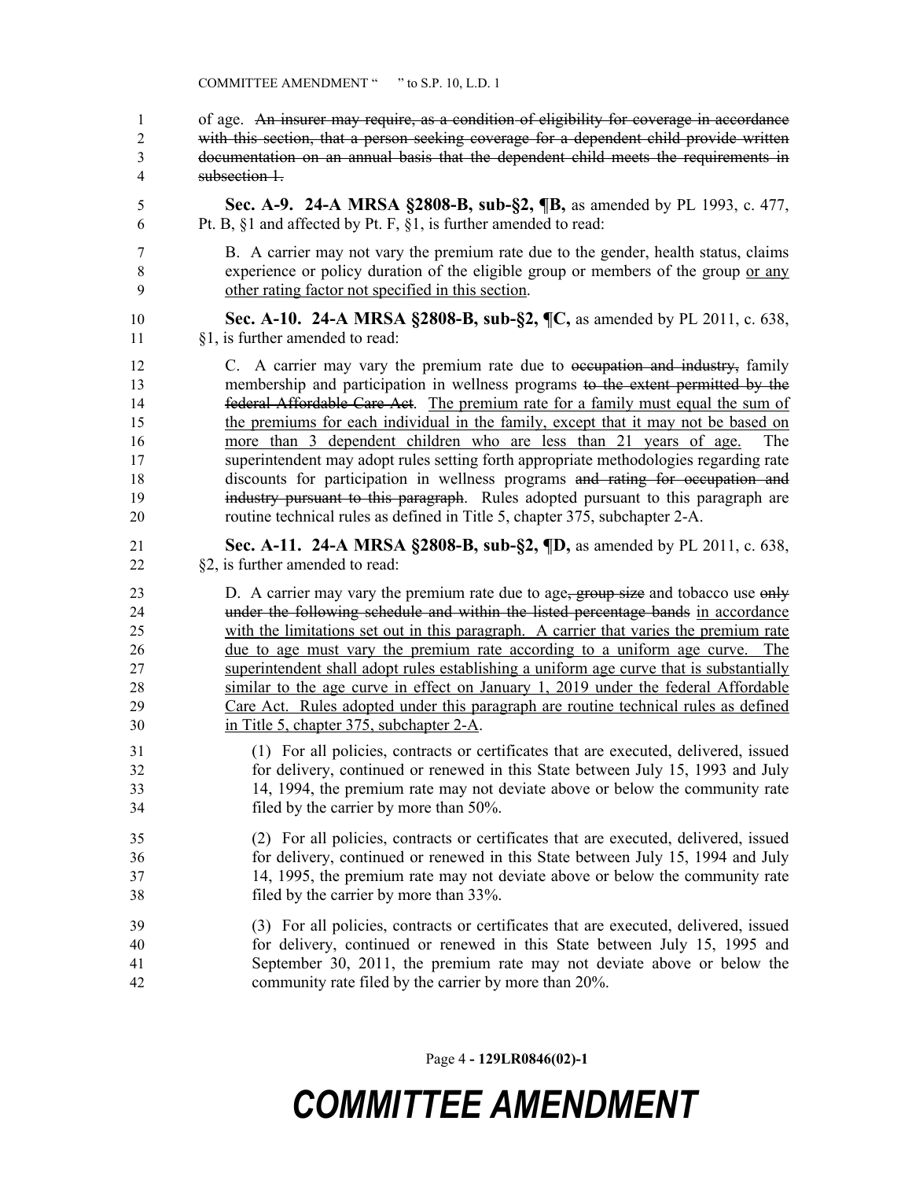of age. ~~An insurer may require, as a condition of eligibility for coverage in accordance with this section, that a person seeking coverage for a dependent child provide written documentation on an annual basis that the dependent child meets the requirements in subsection 1.~~

**Sec. A-9. 24-A MRSA §2808-B, sub-§2, ¶B,** as amended by PL 1993, c. 477, Pt. B, §1 and affected by Pt. F, §1, is further amended to read:

B. A carrier may not vary the premium rate due to the gender, health status, claims experience or policy duration of the eligible group or members of the group <u>or any other rating factor not specified in this section</u>.

**Sec. A-10. 24-A MRSA §2808-B, sub-§2, ¶C,** as amended by PL 2011, c. 638, §1, is further amended to read:

C. A carrier may vary the premium rate due to ~~occupation and industry,~~ family membership and participation in wellness programs ~~to the extent permitted by the federal Affordable Care Act~~. <u>The premium rate for a family must equal the sum of the premiums for each individual in the family, except that it may not be based on more than 3 dependent children who are less than 21 years of age.</u> The superintendent may adopt rules setting forth appropriate methodologies regarding rate discounts for participation in wellness programs ~~and rating for occupation and industry pursuant to this paragraph~~. Rules adopted pursuant to this paragraph are routine technical rules as defined in Title 5, chapter 375, subchapter 2-A.

**Sec. A-11. 24-A MRSA §2808-B, sub-§2, ¶D,** as amended by PL 2011, c. 638, §2, is further amended to read:

D. A carrier may vary the premium rate due to age~~, group size~~ and tobacco use ~~only under the following schedule and within the listed percentage bands~~ <u>in accordance with the limitations set out in this paragraph. A carrier that varies the premium rate due to age must vary the premium rate according to a uniform age curve. The superintendent shall adopt rules establishing a uniform age curve that is substantially similar to the age curve in effect on January 1, 2019 under the federal Affordable Care Act. Rules adopted under this paragraph are routine technical rules as defined in Title 5, chapter 375, subchapter 2-A</u>.

(1) For all policies, contracts or certificates that are executed, delivered, issued for delivery, continued or renewed in this State between July 15, 1993 and July 14, 1994, the premium rate may not deviate above or below the community rate filed by the carrier by more than 50%.

(2) For all policies, contracts or certificates that are executed, delivered, issued for delivery, continued or renewed in this State between July 15, 1994 and July 14, 1995, the premium rate may not deviate above or below the community rate filed by the carrier by more than 33%.

(3) For all policies, contracts or certificates that are executed, delivered, issued for delivery, continued or renewed in this State between July 15, 1995 and September 30, 2011, the premium rate may not deviate above or below the community rate filed by the carrier by more than 20%.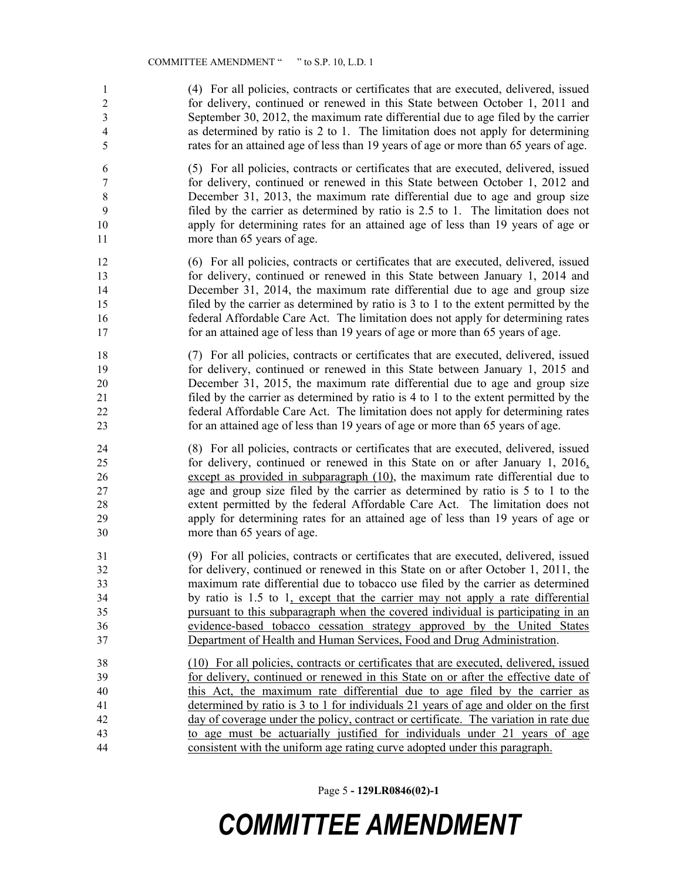(4) For all policies, contracts or certificates that are executed, delivered, issued for delivery, continued or renewed in this State between October 1, 2011 and September 30, 2012, the maximum rate differential due to age filed by the carrier as determined by ratio is 2 to 1. The limitation does not apply for determining rates for an attained age of less than 19 years of age or more than 65 years of age.

(5) For all policies, contracts or certificates that are executed, delivered, issued for delivery, continued or renewed in this State between October 1, 2012 and December 31, 2013, the maximum rate differential due to age and group size filed by the carrier as determined by ratio is 2.5 to 1. The limitation does not apply for determining rates for an attained age of less than 19 years of age or more than 65 years of age.

(6) For all policies, contracts or certificates that are executed, delivered, issued for delivery, continued or renewed in this State between January 1, 2014 and December 31, 2014, the maximum rate differential due to age and group size filed by the carrier as determined by ratio is 3 to 1 to the extent permitted by the federal Affordable Care Act. The limitation does not apply for determining rates for an attained age of less than 19 years of age or more than 65 years of age.

(7) For all policies, contracts or certificates that are executed, delivered, issued for delivery, continued or renewed in this State between January 1, 2015 and December 31, 2015, the maximum rate differential due to age and group size filed by the carrier as determined by ratio is 4 to 1 to the extent permitted by the federal Affordable Care Act. The limitation does not apply for determining rates for an attained age of less than 19 years of age or more than 65 years of age.

(8) For all policies, contracts or certificates that are executed, delivered, issued for delivery, continued or renewed in this State on or after January 1, 2016, except as provided in subparagraph (10), the maximum rate differential due to age and group size filed by the carrier as determined by ratio is 5 to 1 to the extent permitted by the federal Affordable Care Act. The limitation does not apply for determining rates for an attained age of less than 19 years of age or more than 65 years of age.

(9) For all policies, contracts or certificates that are executed, delivered, issued for delivery, continued or renewed in this State on or after October 1, 2011, the maximum rate differential due to tobacco use filed by the carrier as determined by ratio is 1.5 to 1, except that the carrier may not apply a rate differential pursuant to this subparagraph when the covered individual is participating in an evidence-based tobacco cessation strategy approved by the United States Department of Health and Human Services, Food and Drug Administration.

(10) For all policies, contracts or certificates that are executed, delivered, issued for delivery, continued or renewed in this State on or after the effective date of this Act, the maximum rate differential due to age filed by the carrier as determined by ratio is 3 to 1 for individuals 21 years of age and older on the first day of coverage under the policy, contract or certificate. The variation in rate due to age must be actuarially justified for individuals under 21 years of age consistent with the uniform age rating curve adopted under this paragraph.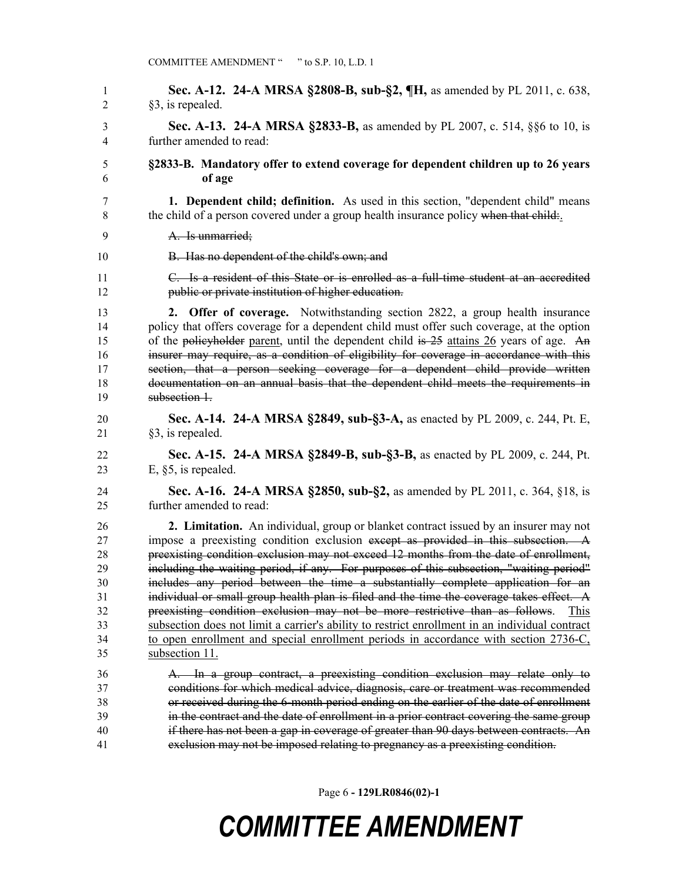**Sec. A-12. 24-A MRSA §2808-B, sub-§2, ¶H,** as amended by PL 2011, c. 638, §3, is repealed.

**Sec. A-13. 24-A MRSA §2833-B,** as amended by PL 2007, c. 514, §§6 to 10, is further amended to read:

**§2833-B. Mandatory offer to extend coverage for dependent children up to 26 years of age**

**1. Dependent child; definition.** As used in this section, "dependent child" means the child of a person covered under a group health insurance policy ~~when that child:~~.

~~A. Is unmarried;~~

~~B. Has no dependent of the child's own; and~~

~~C. Is a resident of this State or is enrolled as a full-time student at an accredited public or private institution of higher education.~~

**2. Offer of coverage.** Notwithstanding section 2822, a group health insurance policy that offers coverage for a dependent child must offer such coverage, at the option of the ~~policyholder~~ parent, until the dependent child ~~is 25~~ attains 26 years of age. ~~An insurer may require, as a condition of eligibility for coverage in accordance with this section, that a person seeking coverage for a dependent child provide written documentation on an annual basis that the dependent child meets the requirements in subsection 1.~~

**Sec. A-14. 24-A MRSA §2849, sub-§3-A,** as enacted by PL 2009, c. 244, Pt. E, §3, is repealed.

**Sec. A-15. 24-A MRSA §2849-B, sub-§3-B,** as enacted by PL 2009, c. 244, Pt. E, §5, is repealed.

**Sec. A-16. 24-A MRSA §2850, sub-§2,** as amended by PL 2011, c. 364, §18, is further amended to read:

**2. Limitation.** An individual, group or blanket contract issued by an insurer may not impose a preexisting condition exclusion ~~except as provided in this subsection. A preexisting condition exclusion may not exceed 12 months from the date of enrollment, including the waiting period, if any. For purposes of this subsection, "waiting period" includes any period between the time a substantially complete application for an individual or small group health plan is filed and the time the coverage takes effect. A preexisting condition exclusion may not be more restrictive than as follows~~. This subsection does not limit a carrier's ability to restrict enrollment in an individual contract to open enrollment and special enrollment periods in accordance with section 2736-C, subsection 11.

~~A. In a group contract, a preexisting condition exclusion may relate only to conditions for which medical advice, diagnosis, care or treatment was recommended or received during the 6-month period ending on the earlier of the date of enrollment in the contract and the date of enrollment in a prior contract covering the same group if there has not been a gap in coverage of greater than 90 days between contracts. An exclusion may not be imposed relating to pregnancy as a preexisting condition.~~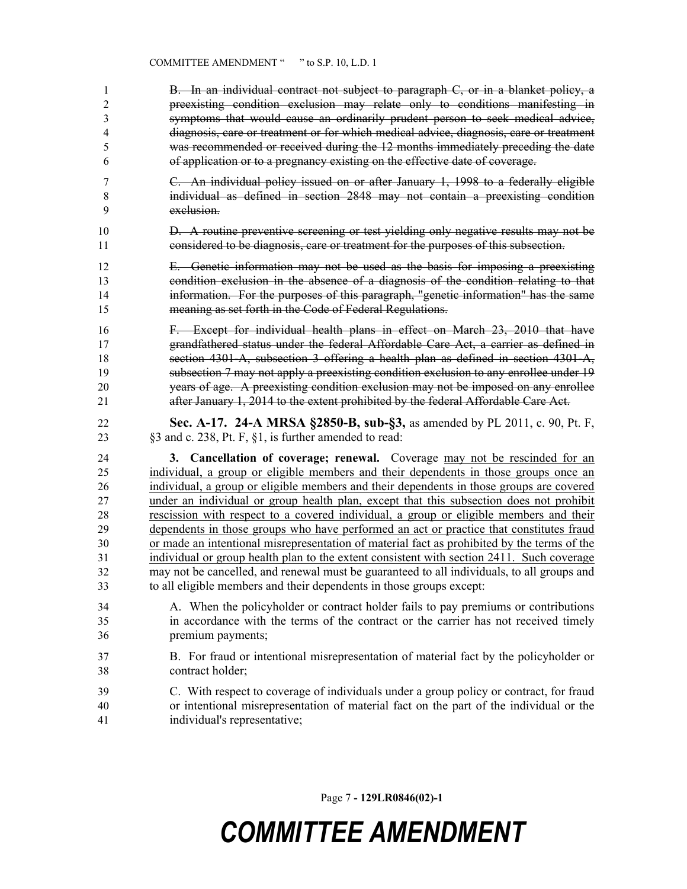~~B. In an individual contract not subject to paragraph C, or in a blanket policy, a preexisting condition exclusion may relate only to conditions manifesting in symptoms that would cause an ordinarily prudent person to seek medical advice, diagnosis, care or treatment or for which medical advice, diagnosis, care or treatment was recommended or received during the 12 months immediately preceding the date of application or to a pregnancy existing on the effective date of coverage.~~

~~C. An individual policy issued on or after January 1, 1998 to a federally eligible individual as defined in section 2848 may not contain a preexisting condition exclusion.~~

~~D. A routine preventive screening or test yielding only negative results may not be considered to be diagnosis, care or treatment for the purposes of this subsection.~~

~~E. Genetic information may not be used as the basis for imposing a preexisting condition exclusion in the absence of a diagnosis of the condition relating to that information. For the purposes of this paragraph, "genetic information" has the same meaning as set forth in the Code of Federal Regulations.~~

~~F. Except for individual health plans in effect on March 23, 2010 that have grandfathered status under the federal Affordable Care Act, a carrier as defined in section 4301-A, subsection 3 offering a health plan as defined in section 4301-A, subsection 7 may not apply a preexisting condition exclusion to any enrollee under 19 years of age. A preexisting condition exclusion may not be imposed on any enrollee after January 1, 2014 to the extent prohibited by the federal Affordable Care Act.~~

**Sec. A-17. 24-A MRSA §2850-B, sub-§3,** as amended by PL 2011, c. 90, Pt. F, §3 and c. 238, Pt. F, §1, is further amended to read:

**3. Cancellation of coverage; renewal.** Coverage <u>may not be rescinded for an individual, a group or eligible members and their dependents in those groups once an individual, a group or eligible members and their dependents in those groups are covered under an individual or group health plan, except that this subsection does not prohibit rescission with respect to a covered individual, a group or eligible members and their dependents in those groups who have performed an act or practice that constitutes fraud or made an intentional misrepresentation of material fact as prohibited by the terms of the individual or group health plan to the extent consistent with section 2411. Such coverage</u> may not be cancelled, and renewal must be guaranteed to all individuals, to all groups and to all eligible members and their dependents in those groups except:

A. When the policyholder or contract holder fails to pay premiums or contributions in accordance with the terms of the contract or the carrier has not received timely premium payments;

B. For fraud or intentional misrepresentation of material fact by the policyholder or contract holder;

C. With respect to coverage of individuals under a group policy or contract, for fraud or intentional misrepresentation of material fact on the part of the individual or the individual's representative;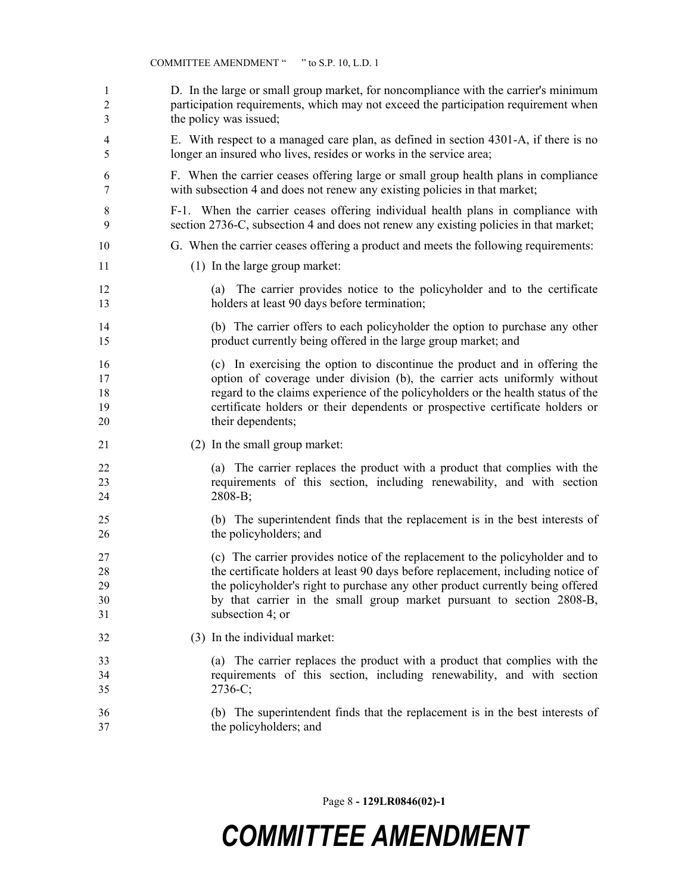D. In the large or small group market, for noncompliance with the carrier's minimum participation requirements, which may not exceed the participation requirement when the policy was issued;

E. With respect to a managed care plan, as defined in section 4301-A, if there is no longer an insured who lives, resides or works in the service area;

F. When the carrier ceases offering large or small group health plans in compliance with subsection 4 and does not renew any existing policies in that market;

F-1. When the carrier ceases offering individual health plans in compliance with section 2736-C, subsection 4 and does not renew any existing policies in that market;

G. When the carrier ceases offering a product and meets the following requirements:

(1) In the large group market:

(a) The carrier provides notice to the policyholder and to the certificate holders at least 90 days before termination;

(b) The carrier offers to each policyholder the option to purchase any other product currently being offered in the large group market; and

(c) In exercising the option to discontinue the product and in offering the option of coverage under division (b), the carrier acts uniformly without regard to the claims experience of the policyholders or the health status of the certificate holders or their dependents or prospective certificate holders or their dependents;

(2) In the small group market:

(a) The carrier replaces the product with a product that complies with the requirements of this section, including renewability, and with section 2808-B;

(b) The superintendent finds that the replacement is in the best interests of the policyholders; and

(c) The carrier provides notice of the replacement to the policyholder and to the certificate holders at least 90 days before replacement, including notice of the policyholder's right to purchase any other product currently being offered by that carrier in the small group market pursuant to section 2808-B, subsection 4; or

(3) In the individual market:

(a) The carrier replaces the product with a product that complies with the requirements of this section, including renewability, and with section 2736-C;

(b) The superintendent finds that the replacement is in the best interests of the policyholders; and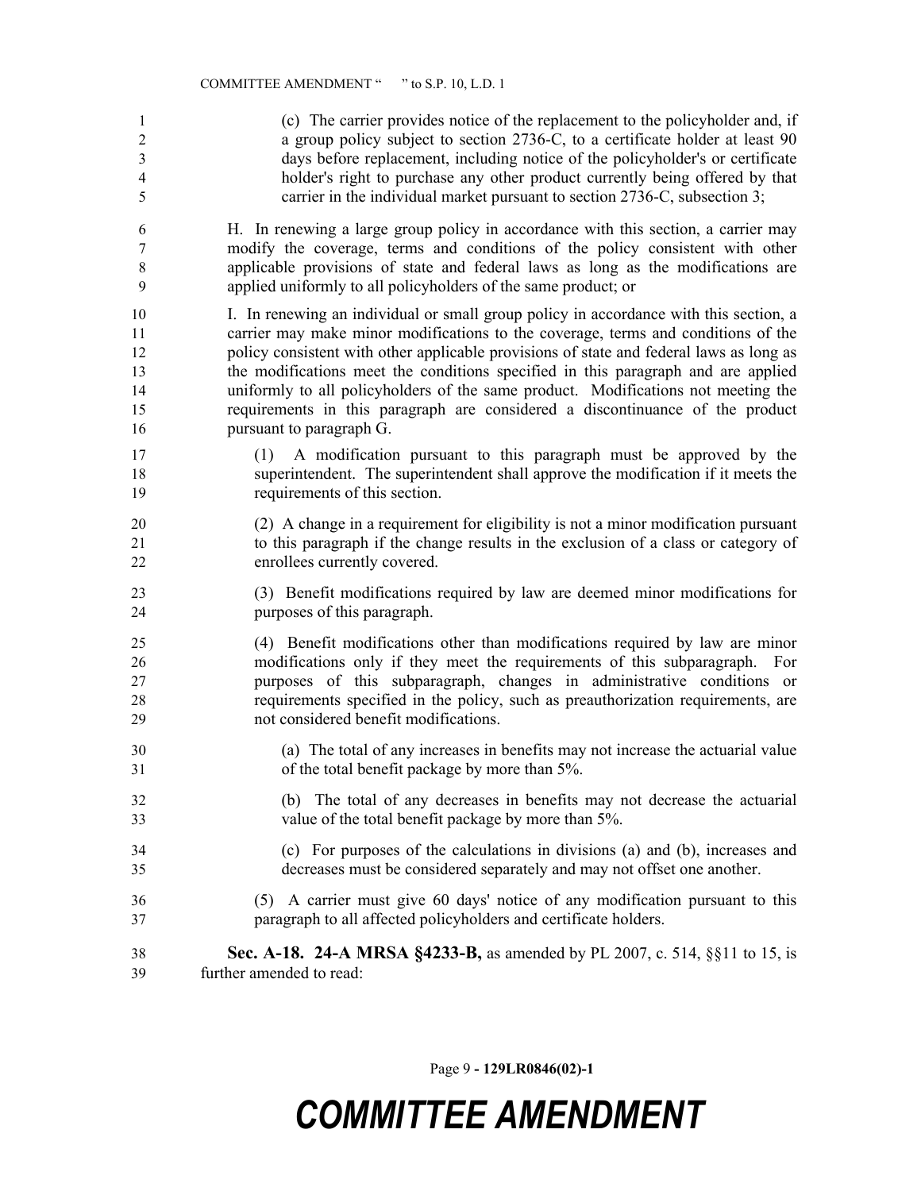(c) The carrier provides notice of the replacement to the policyholder and, if a group policy subject to section 2736-C, to a certificate holder at least 90 days before replacement, including notice of the policyholder's or certificate holder's right to purchase any other product currently being offered by that carrier in the individual market pursuant to section 2736-C, subsection 3;

H. In renewing a large group policy in accordance with this section, a carrier may modify the coverage, terms and conditions of the policy consistent with other applicable provisions of state and federal laws as long as the modifications are applied uniformly to all policyholders of the same product; or

I. In renewing an individual or small group policy in accordance with this section, a carrier may make minor modifications to the coverage, terms and conditions of the policy consistent with other applicable provisions of state and federal laws as long as the modifications meet the conditions specified in this paragraph and are applied uniformly to all policyholders of the same product. Modifications not meeting the requirements in this paragraph are considered a discontinuance of the product pursuant to paragraph G.

(1) A modification pursuant to this paragraph must be approved by the superintendent. The superintendent shall approve the modification if it meets the requirements of this section.

(2) A change in a requirement for eligibility is not a minor modification pursuant to this paragraph if the change results in the exclusion of a class or category of enrollees currently covered.

(3) Benefit modifications required by law are deemed minor modifications for purposes of this paragraph.

(4) Benefit modifications other than modifications required by law are minor modifications only if they meet the requirements of this subparagraph. For purposes of this subparagraph, changes in administrative conditions or requirements specified in the policy, such as preauthorization requirements, are not considered benefit modifications.

(a) The total of any increases in benefits may not increase the actuarial value of the total benefit package by more than 5%.

(b) The total of any decreases in benefits may not decrease the actuarial value of the total benefit package by more than 5%.

(c) For purposes of the calculations in divisions (a) and (b), increases and decreases must be considered separately and may not offset one another.

(5) A carrier must give 60 days' notice of any modification pursuant to this paragraph to all affected policyholders and certificate holders.

**Sec. A-18. 24-A MRSA §4233-B,** as amended by PL 2007, c. 514, §§11 to 15, is further amended to read: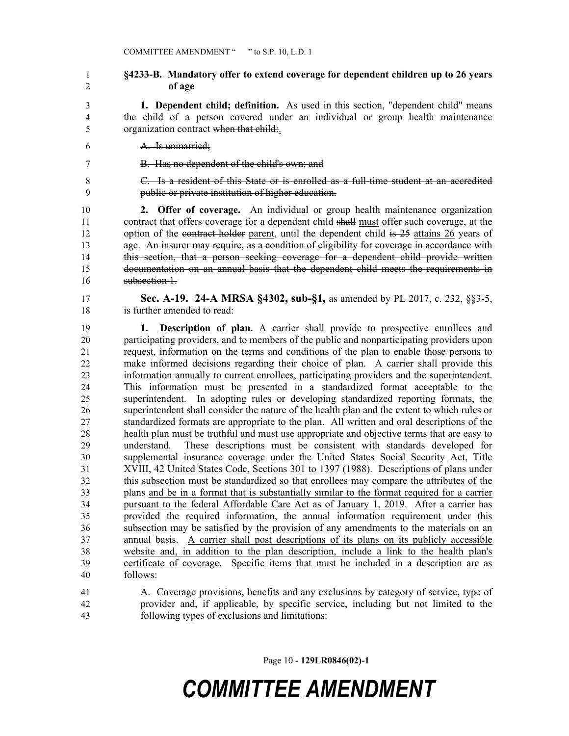**§4233-B. Mandatory offer to extend coverage for dependent children up to 26 years of age**

**1. Dependent child; definition.** As used in this section, "dependent child" means the child of a person covered under an individual or group health maintenance organization contract ~~when that child:~~.

~~A. Is unmarried;~~

~~B. Has no dependent of the child's own; and~~

~~C. Is a resident of this State or is enrolled as a full-time student at an accredited public or private institution of higher education.~~

**2. Offer of coverage.** An individual or group health maintenance organization contract that offers coverage for a dependent child ~~shall~~ must offer such coverage, at the option of the ~~contract holder~~ parent, until the dependent child ~~is 25~~ attains 26 years of age. ~~An insurer may require, as a condition of eligibility for coverage in accordance with this section, that a person seeking coverage for a dependent child provide written documentation on an annual basis that the dependent child meets the requirements in subsection 1.~~

**Sec. A-19. 24-A MRSA §4302, sub-§1,** as amended by PL 2017, c. 232, §§3-5, is further amended to read:

**1. Description of plan.** A carrier shall provide to prospective enrollees and participating providers, and to members of the public and nonparticipating providers upon request, information on the terms and conditions of the plan to enable those persons to make informed decisions regarding their choice of plan. A carrier shall provide this information annually to current enrollees, participating providers and the superintendent. This information must be presented in a standardized format acceptable to the superintendent. In adopting rules or developing standardized reporting formats, the superintendent shall consider the nature of the health plan and the extent to which rules or standardized formats are appropriate to the plan. All written and oral descriptions of the health plan must be truthful and must use appropriate and objective terms that are easy to understand. These descriptions must be consistent with standards developed for supplemental insurance coverage under the United States Social Security Act, Title XVIII, 42 United States Code, Sections 301 to 1397 (1988). Descriptions of plans under this subsection must be standardized so that enrollees may compare the attributes of the plans and be in a format that is substantially similar to the format required for a carrier pursuant to the federal Affordable Care Act as of January 1, 2019. After a carrier has provided the required information, the annual information requirement under this subsection may be satisfied by the provision of any amendments to the materials on an annual basis. A carrier shall post descriptions of its plans on its publicly accessible website and, in addition to the plan description, include a link to the health plan's certificate of coverage. Specific items that must be included in a description are as follows:

A. Coverage provisions, benefits and any exclusions by category of service, type of provider and, if applicable, by specific service, including but not limited to the following types of exclusions and limitations: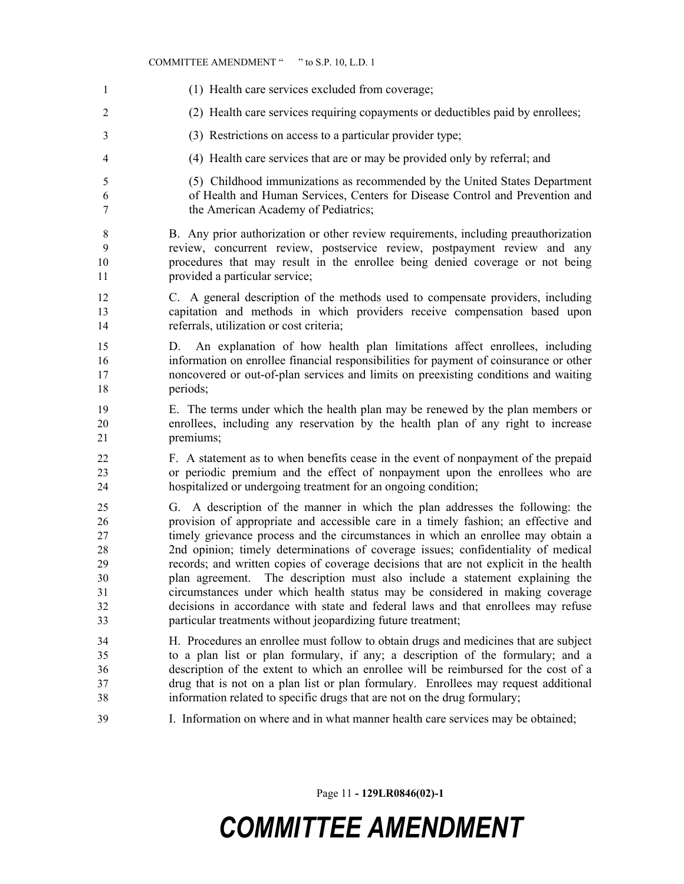(1) Health care services excluded from coverage;

(2) Health care services requiring copayments or deductibles paid by enrollees;

(3) Restrictions on access to a particular provider type;

(4) Health care services that are or may be provided only by referral; and

(5) Childhood immunizations as recommended by the United States Department of Health and Human Services, Centers for Disease Control and Prevention and the American Academy of Pediatrics;

B. Any prior authorization or other review requirements, including preauthorization review, concurrent review, postservice review, postpayment review and any procedures that may result in the enrollee being denied coverage or not being provided a particular service;

C. A general description of the methods used to compensate providers, including capitation and methods in which providers receive compensation based upon referrals, utilization or cost criteria;

D. An explanation of how health plan limitations affect enrollees, including information on enrollee financial responsibilities for payment of coinsurance or other noncovered or out-of-plan services and limits on preexisting conditions and waiting periods;

E. The terms under which the health plan may be renewed by the plan members or enrollees, including any reservation by the health plan of any right to increase premiums;

F. A statement as to when benefits cease in the event of nonpayment of the prepaid or periodic premium and the effect of nonpayment upon the enrollees who are hospitalized or undergoing treatment for an ongoing condition;

G. A description of the manner in which the plan addresses the following: the provision of appropriate and accessible care in a timely fashion; an effective and timely grievance process and the circumstances in which an enrollee may obtain a 2nd opinion; timely determinations of coverage issues; confidentiality of medical records; and written copies of coverage decisions that are not explicit in the health plan agreement. The description must also include a statement explaining the circumstances under which health status may be considered in making coverage decisions in accordance with state and federal laws and that enrollees may refuse particular treatments without jeopardizing future treatment;

H. Procedures an enrollee must follow to obtain drugs and medicines that are subject to a plan list or plan formulary, if any; a description of the formulary; and a description of the extent to which an enrollee will be reimbursed for the cost of a drug that is not on a plan list or plan formulary. Enrollees may request additional information related to specific drugs that are not on the drug formulary;

I. Information on where and in what manner health care services may be obtained;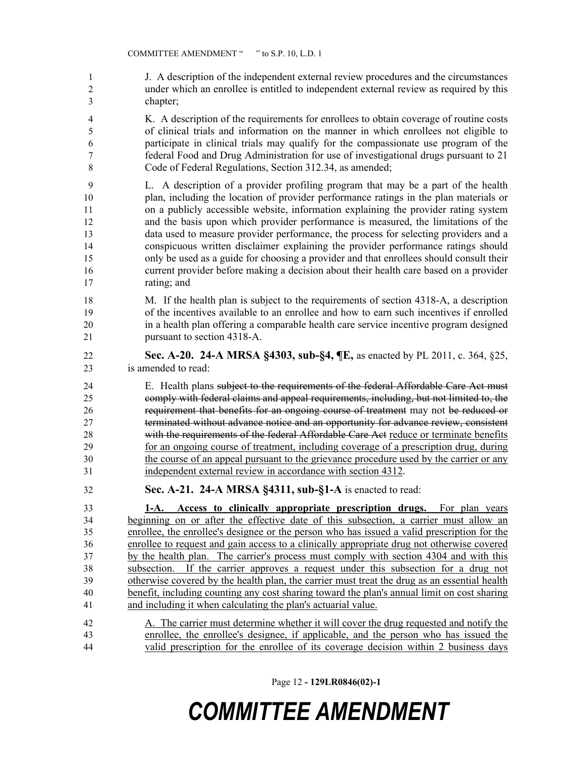J. A description of the independent external review procedures and the circumstances under which an enrollee is entitled to independent external review as required by this chapter;

K. A description of the requirements for enrollees to obtain coverage of routine costs of clinical trials and information on the manner in which enrollees not eligible to participate in clinical trials may qualify for the compassionate use program of the federal Food and Drug Administration for use of investigational drugs pursuant to 21 Code of Federal Regulations, Section 312.34, as amended;

L. A description of a provider profiling program that may be a part of the health plan, including the location of provider performance ratings in the plan materials or on a publicly accessible website, information explaining the provider rating system and the basis upon which provider performance is measured, the limitations of the data used to measure provider performance, the process for selecting providers and a conspicuous written disclaimer explaining the provider performance ratings should only be used as a guide for choosing a provider and that enrollees should consult their current provider before making a decision about their health care based on a provider rating; and

M. If the health plan is subject to the requirements of section 4318-A, a description of the incentives available to an enrollee and how to earn such incentives if enrolled in a health plan offering a comparable health care service incentive program designed pursuant to section 4318-A.

**Sec. A-20. 24-A MRSA §4303, sub-§4, ¶E,** as enacted by PL 2011, c. 364, §25, is amended to read:

E. Health plans ~~subject to the requirements of the federal Affordable Care Act must comply with federal claims and appeal requirements, including, but not limited to, the requirement that benefits for an ongoing course of treatment~~ may not ~~be reduced or terminated without advance notice and an opportunity for advance review, consistent with the requirements of the federal Affordable Care Act~~ <u>reduce or terminate benefits for an ongoing course of treatment, including coverage of a prescription drug, during the course of an appeal pursuant to the grievance procedure used by the carrier or any independent external review in accordance with section 4312</u>.

**Sec. A-21. 24-A MRSA §4311, sub-§1-A** is enacted to read:

<u>**1-A. Access to clinically appropriate prescription drugs.** For plan years beginning on or after the effective date of this subsection, a carrier must allow an enrollee, the enrollee's designee or the person who has issued a valid prescription for the enrollee to request and gain access to a clinically appropriate drug not otherwise covered by the health plan. The carrier's process must comply with section 4304 and with this subsection. If the carrier approves a request under this subsection for a drug not otherwise covered by the health plan, the carrier must treat the drug as an essential health benefit, including counting any cost sharing toward the plan's annual limit on cost sharing and including it when calculating the plan's actuarial value.</u>

<u>A. The carrier must determine whether it will cover the drug requested and notify the enrollee, the enrollee's designee, if applicable, and the person who has issued the valid prescription for the enrollee of its coverage decision within 2 business days</u>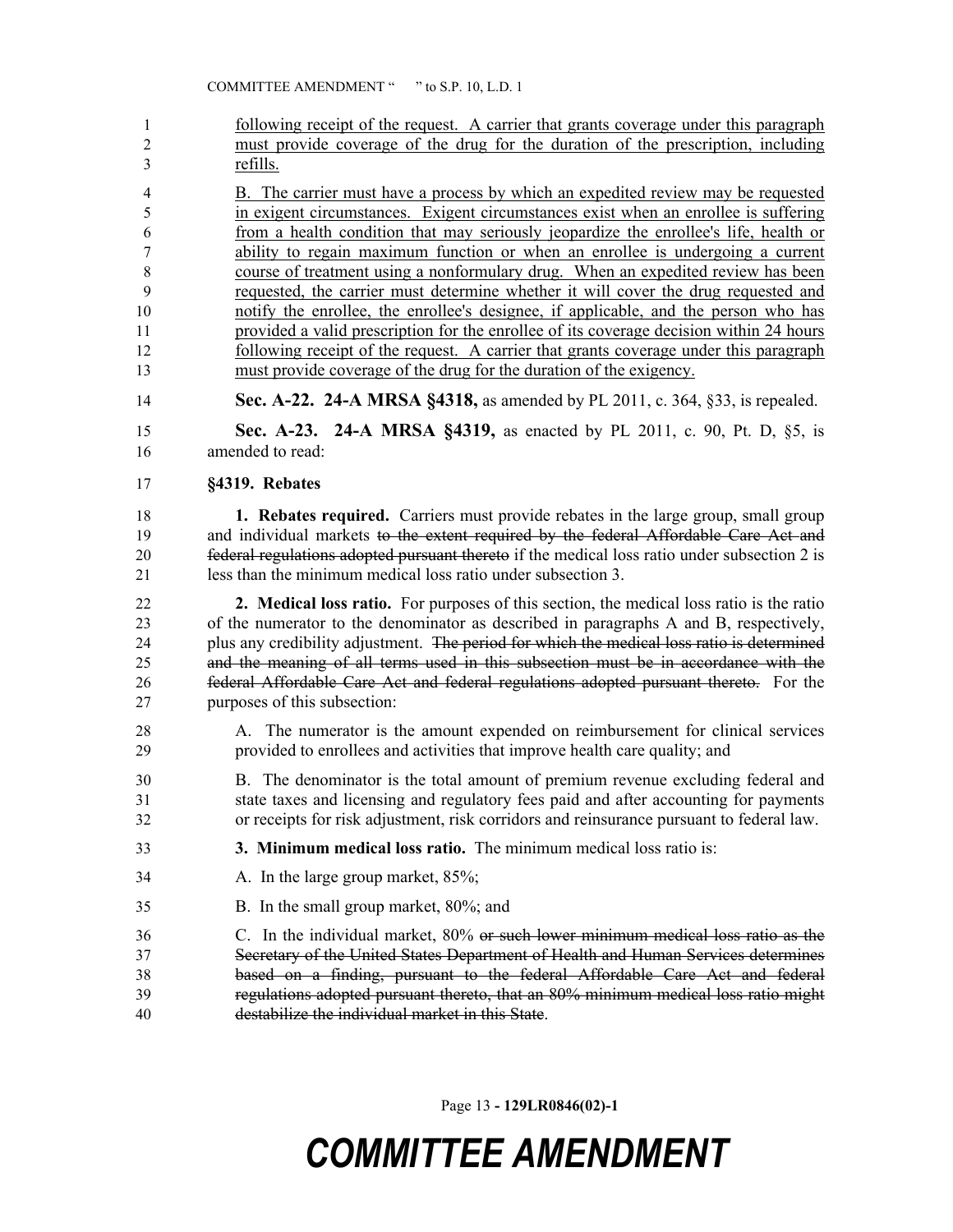<u>following receipt of the request. A carrier that grants coverage under this paragraph must provide coverage of the drug for the duration of the prescription, including refills.</u>

<u>B. The carrier must have a process by which an expedited review may be requested in exigent circumstances. Exigent circumstances exist when an enrollee is suffering from a health condition that may seriously jeopardize the enrollee's life, health or ability to regain maximum function or when an enrollee is undergoing a current course of treatment using a nonformulary drug. When an expedited review has been requested, the carrier must determine whether it will cover the drug requested and notify the enrollee, the enrollee's designee, if applicable, and the person who has provided a valid prescription for the enrollee of its coverage decision within 24 hours following receipt of the request. A carrier that grants coverage under this paragraph must provide coverage of the drug for the duration of the exigency.</u>

**Sec. A-22. 24-A MRSA §4318,** as amended by PL 2011, c. 364, §33, is repealed.

**Sec. A-23. 24-A MRSA §4319,** as enacted by PL 2011, c. 90, Pt. D, §5, is amended to read:

**§4319. Rebates**

**1. Rebates required.** Carriers must provide rebates in the large group, small group and individual markets ~~to the extent required by the federal Affordable Care Act and federal regulations adopted pursuant thereto~~ if the medical loss ratio under subsection 2 is less than the minimum medical loss ratio under subsection 3.

**2. Medical loss ratio.** For purposes of this section, the medical loss ratio is the ratio of the numerator to the denominator as described in paragraphs A and B, respectively, plus any credibility adjustment. ~~The period for which the medical loss ratio is determined and the meaning of all terms used in this subsection must be in accordance with the federal Affordable Care Act and federal regulations adopted pursuant thereto.~~ For the purposes of this subsection:

A. The numerator is the amount expended on reimbursement for clinical services provided to enrollees and activities that improve health care quality; and

B. The denominator is the total amount of premium revenue excluding federal and state taxes and licensing and regulatory fees paid and after accounting for payments or receipts for risk adjustment, risk corridors and reinsurance pursuant to federal law.

**3. Minimum medical loss ratio.** The minimum medical loss ratio is:

A. In the large group market, 85%;

B. In the small group market, 80%; and

C. In the individual market, 80% ~~or such lower minimum medical loss ratio as the Secretary of the United States Department of Health and Human Services determines based on a finding, pursuant to the federal Affordable Care Act and federal regulations adopted pursuant thereto, that an 80% minimum medical loss ratio might destabilize the individual market in this State~~.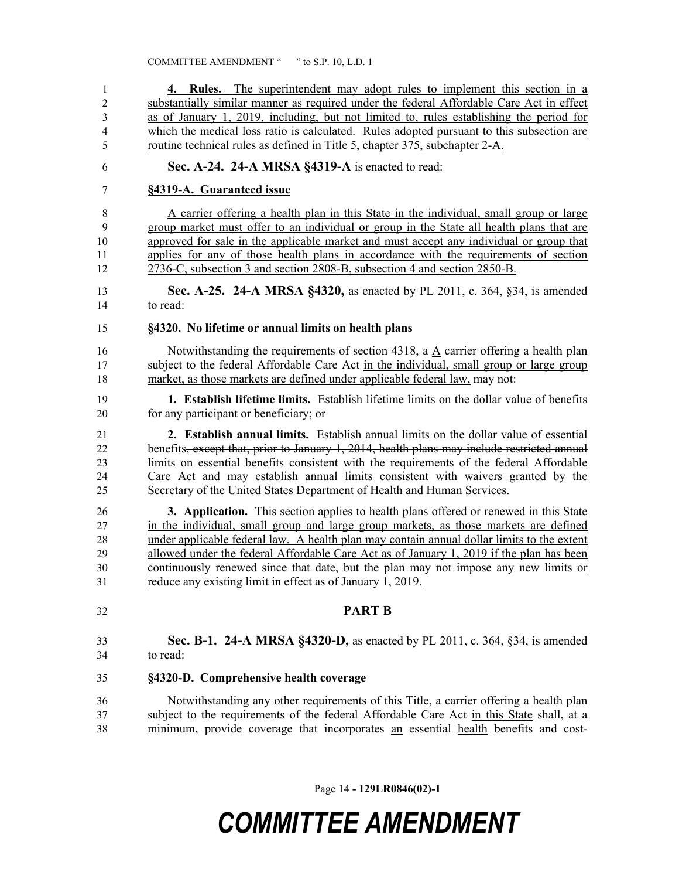**4. Rules.** The superintendent may adopt rules to implement this section in a substantially similar manner as required under the federal Affordable Care Act in effect as of January 1, 2019, including, but not limited to, rules establishing the period for which the medical loss ratio is calculated. Rules adopted pursuant to this subsection are routine technical rules as defined in Title 5, chapter 375, subchapter 2-A.

**Sec. A-24. 24-A MRSA §4319-A** is enacted to read:

**§4319-A. Guaranteed issue**

A carrier offering a health plan in this State in the individual, small group or large group market must offer to an individual or group in the State all health plans that are approved for sale in the applicable market and must accept any individual or group that applies for any of those health plans in accordance with the requirements of section 2736-C, subsection 3 and section 2808-B, subsection 4 and section 2850-B.

**Sec. A-25. 24-A MRSA §4320,** as enacted by PL 2011, c. 364, §34, is amended to read:

**§4320. No lifetime or annual limits on health plans**

~~Notwithstanding the requirements of section 4318, a~~ A carrier offering a health plan ~~subject to the federal Affordable Care Act~~ in the individual, small group or large group market, as those markets are defined under applicable federal law, may not:

**1. Establish lifetime limits.** Establish lifetime limits on the dollar value of benefits for any participant or beneficiary; or

**2. Establish annual limits.** Establish annual limits on the dollar value of essential benefits~~, except that, prior to January 1, 2014, health plans may include restricted annual limits on essential benefits consistent with the requirements of the federal Affordable Care Act and may establish annual limits consistent with waivers granted by the Secretary of the United States Department of Health and Human Services~~.

**3. Application.** This section applies to health plans offered or renewed in this State in the individual, small group and large group markets, as those markets are defined under applicable federal law. A health plan may contain annual dollar limits to the extent allowed under the federal Affordable Care Act as of January 1, 2019 if the plan has been continuously renewed since that date, but the plan may not impose any new limits or reduce any existing limit in effect as of January 1, 2019.

## PART B

**Sec. B-1. 24-A MRSA §4320-D,** as enacted by PL 2011, c. 364, §34, is amended to read:

**§4320-D. Comprehensive health coverage**

Notwithstanding any other requirements of this Title, a carrier offering a health plan ~~subject to the requirements of the federal Affordable Care Act~~ in this State shall, at a minimum, provide coverage that incorporates an essential health benefits ~~and cost-~~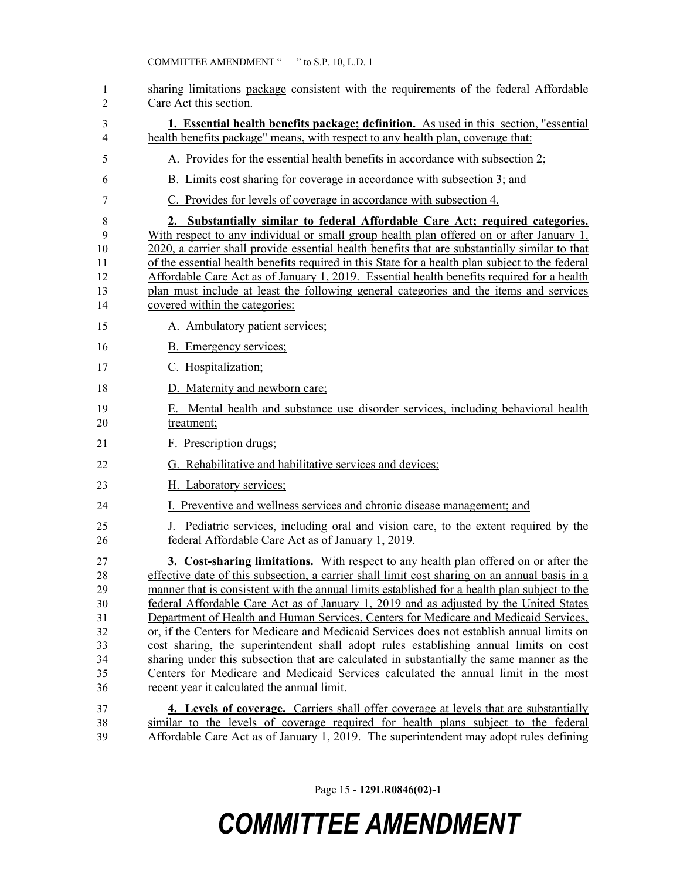~~sharing limitations~~ package consistent with the requirements of ~~the federal Affordable Care Act~~ this section.

**1. Essential health benefits package; definition.** As used in this section, "essential health benefits package" means, with respect to any health plan, coverage that:

A. Provides for the essential health benefits in accordance with subsection 2;

B. Limits cost sharing for coverage in accordance with subsection 3; and

C. Provides for levels of coverage in accordance with subsection 4.

**2. Substantially similar to federal Affordable Care Act; required categories.** With respect to any individual or small group health plan offered on or after January 1, 2020, a carrier shall provide essential health benefits that are substantially similar to that of the essential health benefits required in this State for a health plan subject to the federal Affordable Care Act as of January 1, 2019. Essential health benefits required for a health plan must include at least the following general categories and the items and services covered within the categories:

A. Ambulatory patient services;

B. Emergency services;

C. Hospitalization;

D. Maternity and newborn care;

E. Mental health and substance use disorder services, including behavioral health treatment;

F. Prescription drugs;

G. Rehabilitative and habilitative services and devices;

H. Laboratory services;

I. Preventive and wellness services and chronic disease management; and

J. Pediatric services, including oral and vision care, to the extent required by the federal Affordable Care Act as of January 1, 2019.

**3. Cost-sharing limitations.** With respect to any health plan offered on or after the effective date of this subsection, a carrier shall limit cost sharing on an annual basis in a manner that is consistent with the annual limits established for a health plan subject to the federal Affordable Care Act as of January 1, 2019 and as adjusted by the United States Department of Health and Human Services, Centers for Medicare and Medicaid Services, or, if the Centers for Medicare and Medicaid Services does not establish annual limits on cost sharing, the superintendent shall adopt rules establishing annual limits on cost sharing under this subsection that are calculated in substantially the same manner as the Centers for Medicare and Medicaid Services calculated the annual limit in the most recent year it calculated the annual limit.

**4. Levels of coverage.** Carriers shall offer coverage at levels that are substantially similar to the levels of coverage required for health plans subject to the federal Affordable Care Act as of January 1, 2019. The superintendent may adopt rules defining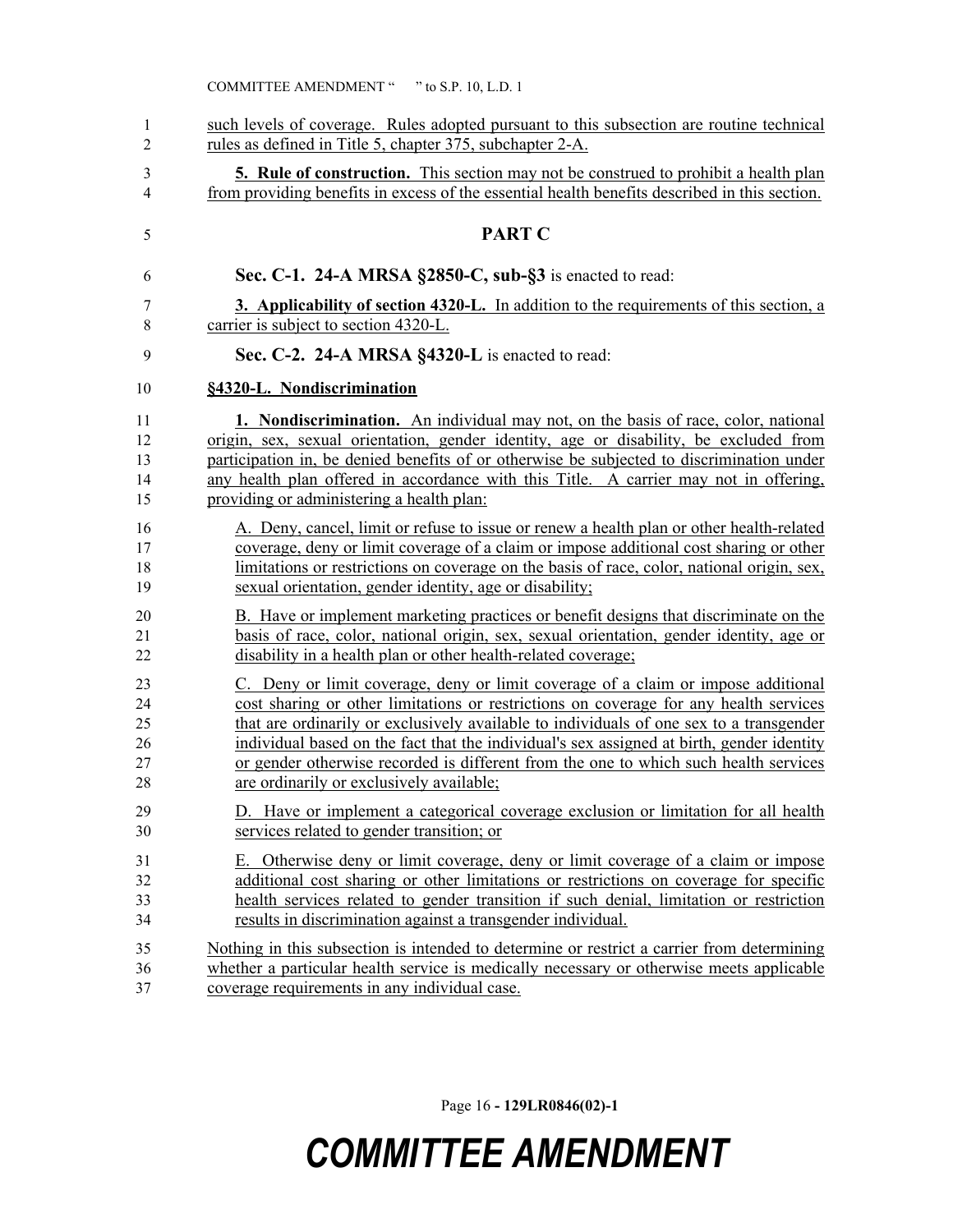such levels of coverage. Rules adopted pursuant to this subsection are routine technical rules as defined in Title 5, chapter 375, subchapter 2-A.

**5. Rule of construction.** This section may not be construed to prohibit a health plan from providing benefits in excess of the essential health benefits described in this section.

## PART C

**Sec. C-1. 24-A MRSA §2850-C, sub-§3** is enacted to read:

**3. Applicability of section 4320-L.** In addition to the requirements of this section, a carrier is subject to section 4320-L.

**Sec. C-2. 24-A MRSA §4320-L** is enacted to read:

**§4320-L. Nondiscrimination**

**1. Nondiscrimination.** An individual may not, on the basis of race, color, national origin, sex, sexual orientation, gender identity, age or disability, be excluded from participation in, be denied benefits of or otherwise be subjected to discrimination under any health plan offered in accordance with this Title. A carrier may not in offering, providing or administering a health plan:

A. Deny, cancel, limit or refuse to issue or renew a health plan or other health-related coverage, deny or limit coverage of a claim or impose additional cost sharing or other limitations or restrictions on coverage on the basis of race, color, national origin, sex, sexual orientation, gender identity, age or disability;

B. Have or implement marketing practices or benefit designs that discriminate on the basis of race, color, national origin, sex, sexual orientation, gender identity, age or disability in a health plan or other health-related coverage;

C. Deny or limit coverage, deny or limit coverage of a claim or impose additional cost sharing or other limitations or restrictions on coverage for any health services that are ordinarily or exclusively available to individuals of one sex to a transgender individual based on the fact that the individual's sex assigned at birth, gender identity or gender otherwise recorded is different from the one to which such health services are ordinarily or exclusively available;

D. Have or implement a categorical coverage exclusion or limitation for all health services related to gender transition; or

E. Otherwise deny or limit coverage, deny or limit coverage of a claim or impose additional cost sharing or other limitations or restrictions on coverage for specific health services related to gender transition if such denial, limitation or restriction results in discrimination against a transgender individual.

Nothing in this subsection is intended to determine or restrict a carrier from determining whether a particular health service is medically necessary or otherwise meets applicable coverage requirements in any individual case.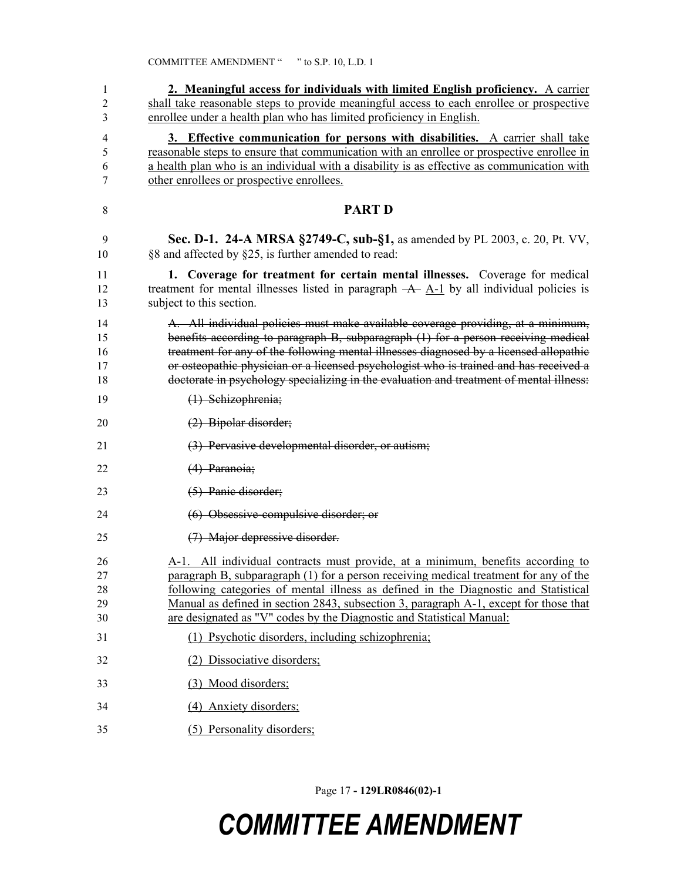**2. Meaningful access for individuals with limited English proficiency.** A carrier shall take reasonable steps to provide meaningful access to each enrollee or prospective enrollee under a health plan who has limited proficiency in English.

**3. Effective communication for persons with disabilities.** A carrier shall take reasonable steps to ensure that communication with an enrollee or prospective enrollee in a health plan who is an individual with a disability is as effective as communication with other enrollees or prospective enrollees.

## PART D

**Sec. D-1. 24-A MRSA §2749-C, sub-§1,** as amended by PL 2003, c. 20, Pt. VV, §8 and affected by §25, is further amended to read:

**1. Coverage for treatment for certain mental illnesses.** Coverage for medical treatment for mental illnesses listed in paragraph ~~A~~ A-1 by all individual policies is subject to this section.

~~A. All individual policies must make available coverage providing, at a minimum, benefits according to paragraph B, subparagraph (1) for a person receiving medical treatment for any of the following mental illnesses diagnosed by a licensed allopathic or osteopathic physician or a licensed psychologist who is trained and has received a doctorate in psychology specializing in the evaluation and treatment of mental illness:~~

~~(1) Schizophrenia;~~

~~(2) Bipolar disorder;~~

~~(3) Pervasive developmental disorder, or autism;~~

~~(4) Paranoia;~~

~~(5) Panic disorder;~~

~~(6) Obsessive-compulsive disorder; or~~

~~(7) Major depressive disorder.~~

A-1. All individual contracts must provide, at a minimum, benefits according to paragraph B, subparagraph (1) for a person receiving medical treatment for any of the following categories of mental illness as defined in the Diagnostic and Statistical Manual as defined in section 2843, subsection 3, paragraph A-1, except for those that are designated as "V" codes by the Diagnostic and Statistical Manual:

(1) Psychotic disorders, including schizophrenia;

(2) Dissociative disorders;

(3) Mood disorders;

(4) Anxiety disorders;

(5) Personality disorders;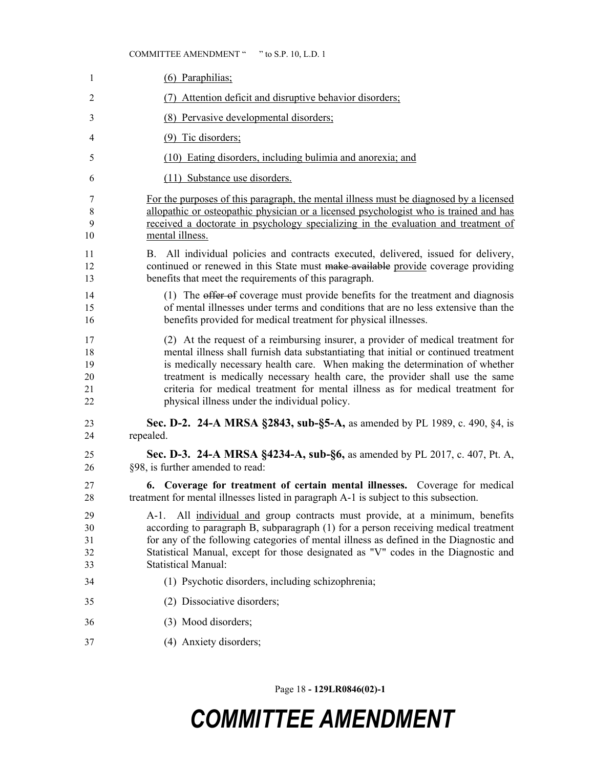(6) Paraphilias;

(7) Attention deficit and disruptive behavior disorders;

(8) Pervasive developmental disorders;

(9) Tic disorders;

(10) Eating disorders, including bulimia and anorexia; and

(11) Substance use disorders.

For the purposes of this paragraph, the mental illness must be diagnosed by a licensed allopathic or osteopathic physician or a licensed psychologist who is trained and has received a doctorate in psychology specializing in the evaluation and treatment of mental illness.

B. All individual policies and contracts executed, delivered, issued for delivery, continued or renewed in this State must ~~make available~~ provide coverage providing benefits that meet the requirements of this paragraph.

(1) The ~~offer of~~ coverage must provide benefits for the treatment and diagnosis of mental illnesses under terms and conditions that are no less extensive than the benefits provided for medical treatment for physical illnesses.

(2) At the request of a reimbursing insurer, a provider of medical treatment for mental illness shall furnish data substantiating that initial or continued treatment is medically necessary health care. When making the determination of whether treatment is medically necessary health care, the provider shall use the same criteria for medical treatment for mental illness as for medical treatment for physical illness under the individual policy.

**Sec. D-2. 24-A MRSA §2843, sub-§5-A,** as amended by PL 1989, c. 490, §4, is repealed.

**Sec. D-3. 24-A MRSA §4234-A, sub-§6,** as amended by PL 2017, c. 407, Pt. A, §98, is further amended to read:

**6. Coverage for treatment of certain mental illnesses.** Coverage for medical treatment for mental illnesses listed in paragraph A-1 is subject to this subsection.

A-1. All individual and group contracts must provide, at a minimum, benefits according to paragraph B, subparagraph (1) for a person receiving medical treatment for any of the following categories of mental illness as defined in the Diagnostic and Statistical Manual, except for those designated as "V" codes in the Diagnostic and Statistical Manual:

(1) Psychotic disorders, including schizophrenia;

(2) Dissociative disorders;

(3) Mood disorders;

(4) Anxiety disorders;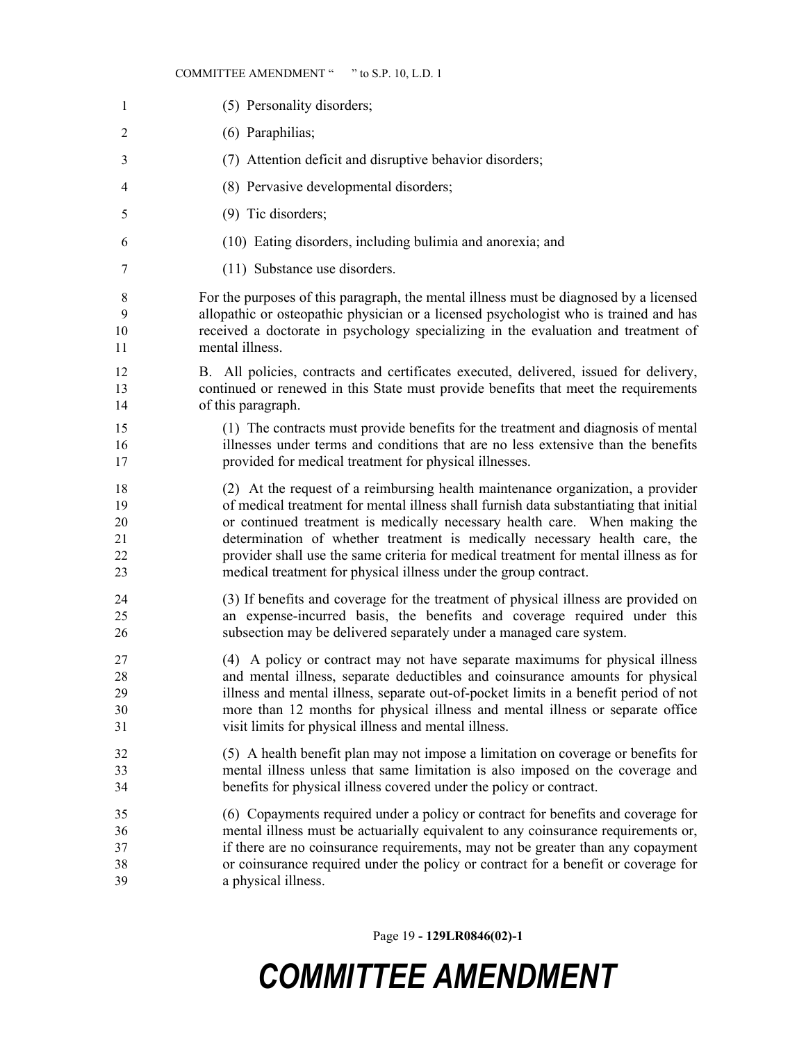(5) Personality disorders;

(6) Paraphilias;

(7) Attention deficit and disruptive behavior disorders;

(8) Pervasive developmental disorders;

(9) Tic disorders;

(10) Eating disorders, including bulimia and anorexia; and

(11) Substance use disorders.

For the purposes of this paragraph, the mental illness must be diagnosed by a licensed allopathic or osteopathic physician or a licensed psychologist who is trained and has received a doctorate in psychology specializing in the evaluation and treatment of mental illness.

B. All policies, contracts and certificates executed, delivered, issued for delivery, continued or renewed in this State must provide benefits that meet the requirements of this paragraph.

(1) The contracts must provide benefits for the treatment and diagnosis of mental illnesses under terms and conditions that are no less extensive than the benefits provided for medical treatment for physical illnesses.

(2) At the request of a reimbursing health maintenance organization, a provider of medical treatment for mental illness shall furnish data substantiating that initial or continued treatment is medically necessary health care. When making the determination of whether treatment is medically necessary health care, the provider shall use the same criteria for medical treatment for mental illness as for medical treatment for physical illness under the group contract.

(3) If benefits and coverage for the treatment of physical illness are provided on an expense-incurred basis, the benefits and coverage required under this subsection may be delivered separately under a managed care system.

(4) A policy or contract may not have separate maximums for physical illness and mental illness, separate deductibles and coinsurance amounts for physical illness and mental illness, separate out-of-pocket limits in a benefit period of not more than 12 months for physical illness and mental illness or separate office visit limits for physical illness and mental illness.

(5) A health benefit plan may not impose a limitation on coverage or benefits for mental illness unless that same limitation is also imposed on the coverage and benefits for physical illness covered under the policy or contract.

(6) Copayments required under a policy or contract for benefits and coverage for mental illness must be actuarially equivalent to any coinsurance requirements or, if there are no coinsurance requirements, may not be greater than any copayment or coinsurance required under the policy or contract for a benefit or coverage for a physical illness.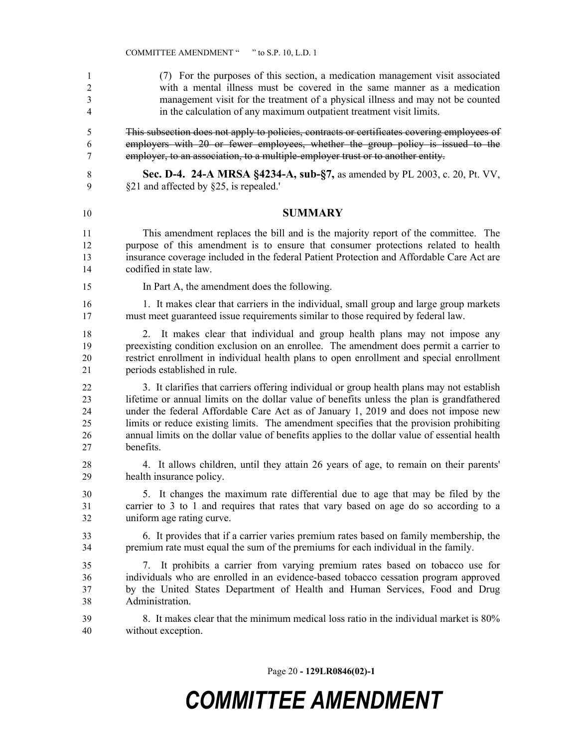(7) For the purposes of this section, a medication management visit associated with a mental illness must be covered in the same manner as a medication management visit for the treatment of a physical illness and may not be counted in the calculation of any maximum outpatient treatment visit limits.

~~This subsection does not apply to policies, contracts or certificates covering employees of employers with 20 or fewer employees, whether the group policy is issued to the employer, to an association, to a multiple-employer trust or to another entity.~~

**Sec. D-4. 24-A MRSA §4234-A, sub-§7,** as amended by PL 2003, c. 20, Pt. VV, §21 and affected by §25, is repealed.'

## SUMMARY

This amendment replaces the bill and is the majority report of the committee. The purpose of this amendment is to ensure that consumer protections related to health insurance coverage included in the federal Patient Protection and Affordable Care Act are codified in state law.

In Part A, the amendment does the following.

1. It makes clear that carriers in the individual, small group and large group markets must meet guaranteed issue requirements similar to those required by federal law.

2. It makes clear that individual and group health plans may not impose any preexisting condition exclusion on an enrollee. The amendment does permit a carrier to restrict enrollment in individual health plans to open enrollment and special enrollment periods established in rule.

3. It clarifies that carriers offering individual or group health plans may not establish lifetime or annual limits on the dollar value of benefits unless the plan is grandfathered under the federal Affordable Care Act as of January 1, 2019 and does not impose new limits or reduce existing limits. The amendment specifies that the provision prohibiting annual limits on the dollar value of benefits applies to the dollar value of essential health benefits.

4. It allows children, until they attain 26 years of age, to remain on their parents' health insurance policy.

5. It changes the maximum rate differential due to age that may be filed by the carrier to 3 to 1 and requires that rates that vary based on age do so according to a uniform age rating curve.

6. It provides that if a carrier varies premium rates based on family membership, the premium rate must equal the sum of the premiums for each individual in the family.

7. It prohibits a carrier from varying premium rates based on tobacco use for individuals who are enrolled in an evidence-based tobacco cessation program approved by the United States Department of Health and Human Services, Food and Drug Administration.

8. It makes clear that the minimum medical loss ratio in the individual market is 80% without exception.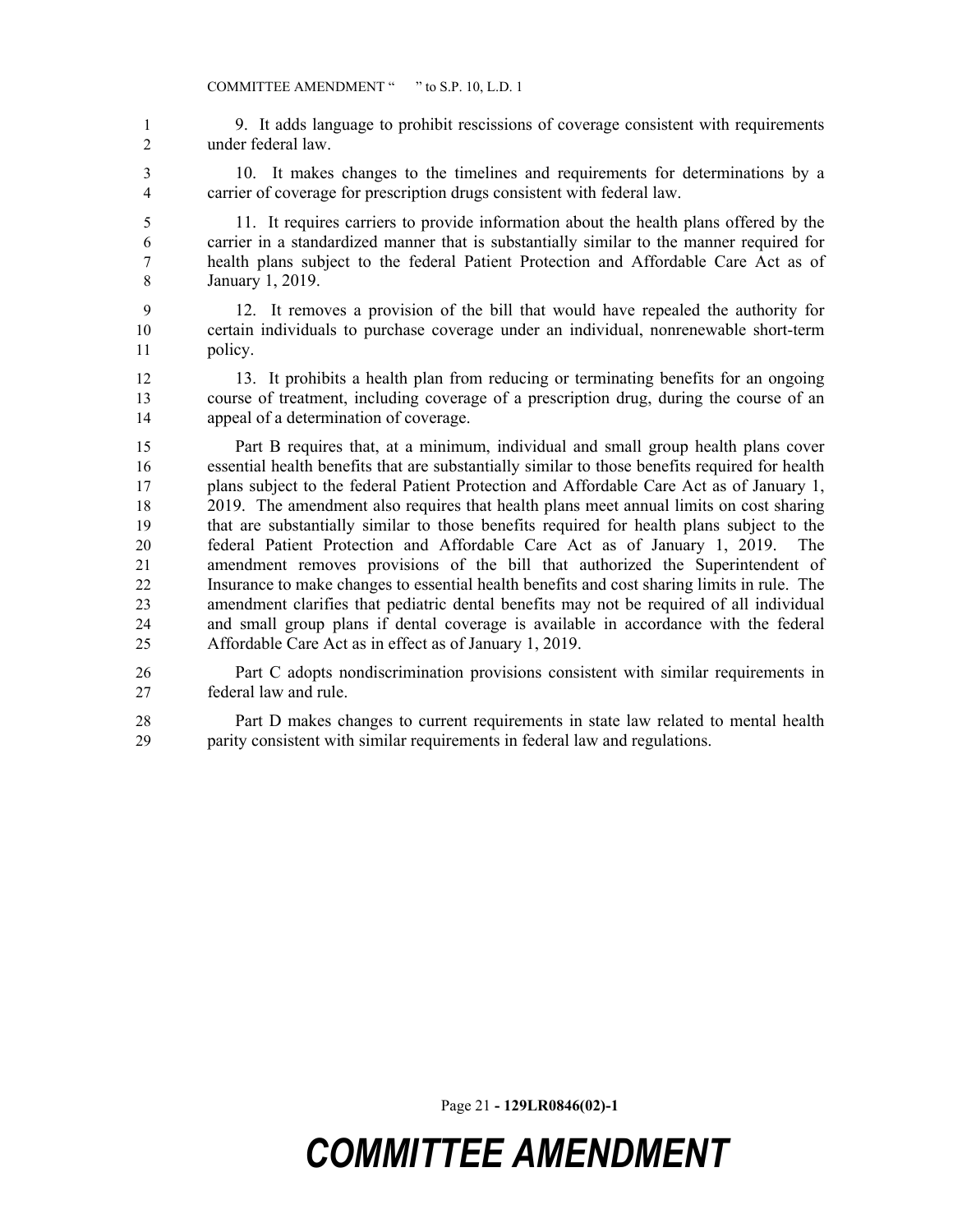9. It adds language to prohibit rescissions of coverage consistent with requirements under federal law.

10. It makes changes to the timelines and requirements for determinations by a carrier of coverage for prescription drugs consistent with federal law.

11. It requires carriers to provide information about the health plans offered by the carrier in a standardized manner that is substantially similar to the manner required for health plans subject to the federal Patient Protection and Affordable Care Act as of January 1, 2019.

12. It removes a provision of the bill that would have repealed the authority for certain individuals to purchase coverage under an individual, nonrenewable short-term policy.

13. It prohibits a health plan from reducing or terminating benefits for an ongoing course of treatment, including coverage of a prescription drug, during the course of an appeal of a determination of coverage.

Part B requires that, at a minimum, individual and small group health plans cover essential health benefits that are substantially similar to those benefits required for health plans subject to the federal Patient Protection and Affordable Care Act as of January 1, 2019. The amendment also requires that health plans meet annual limits on cost sharing that are substantially similar to those benefits required for health plans subject to the federal Patient Protection and Affordable Care Act as of January 1, 2019. The amendment removes provisions of the bill that authorized the Superintendent of Insurance to make changes to essential health benefits and cost sharing limits in rule. The amendment clarifies that pediatric dental benefits may not be required of all individual and small group plans if dental coverage is available in accordance with the federal Affordable Care Act as in effect as of January 1, 2019.

Part C adopts nondiscrimination provisions consistent with similar requirements in federal law and rule.

Part D makes changes to current requirements in state law related to mental health parity consistent with similar requirements in federal law and regulations.